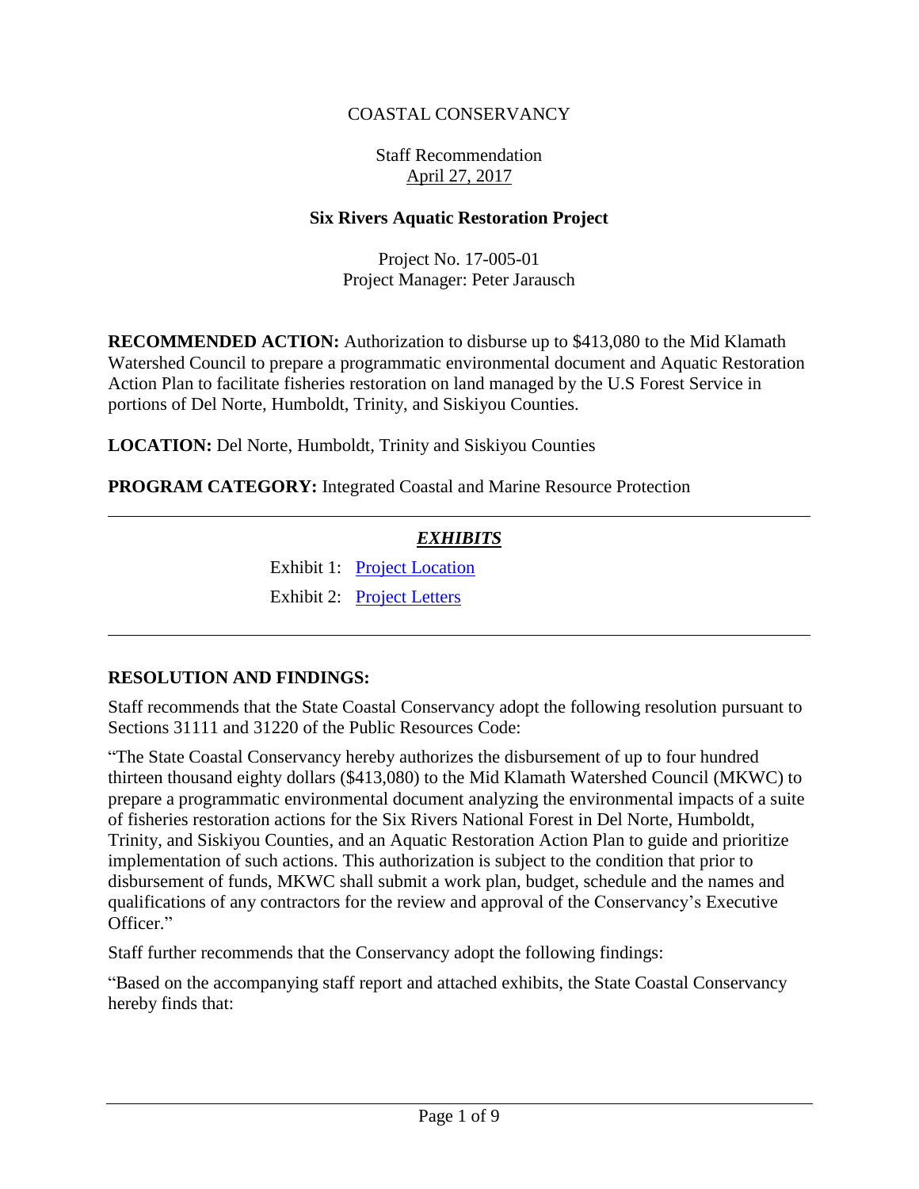COASTAL CONSERVANCY

Staff Recommendation
April 27, 2017

**Six Rivers Aquatic Restoration Project**

Project No. 17-005-01
Project Manager: Peter Jarausch

**RECOMMENDED ACTION:** Authorization to disburse up to $413,080 to the Mid Klamath Watershed Council to prepare a programmatic environmental document and Aquatic Restoration Action Plan to facilitate fisheries restoration on land managed by the U.S Forest Service in portions of Del Norte, Humboldt, Trinity, and Siskiyou Counties.

**LOCATION:** Del Norte, Humboldt, Trinity and Siskiyou Counties

**PROGRAM CATEGORY:** Integrated Coastal and Marine Resource Protection

---

***EXHIBITS***

Exhibit 1: Project Location

Exhibit 2: Project Letters

---

**RESOLUTION AND FINDINGS:**

Staff recommends that the State Coastal Conservancy adopt the following resolution pursuant to Sections 31111 and 31220 of the Public Resources Code:

"The State Coastal Conservancy hereby authorizes the disbursement of up to four hundred thirteen thousand eighty dollars ($413,080) to the Mid Klamath Watershed Council (MKWC) to prepare a programmatic environmental document analyzing the environmental impacts of a suite of fisheries restoration actions for the Six Rivers National Forest in Del Norte, Humboldt, Trinity, and Siskiyou Counties, and an Aquatic Restoration Action Plan to guide and prioritize implementation of such actions. This authorization is subject to the condition that prior to disbursement of funds, MKWC shall submit a work plan, budget, schedule and the names and qualifications of any contractors for the review and approval of the Conservancy's Executive Officer."

Staff further recommends that the Conservancy adopt the following findings:

"Based on the accompanying staff report and attached exhibits, the State Coastal Conservancy hereby finds that: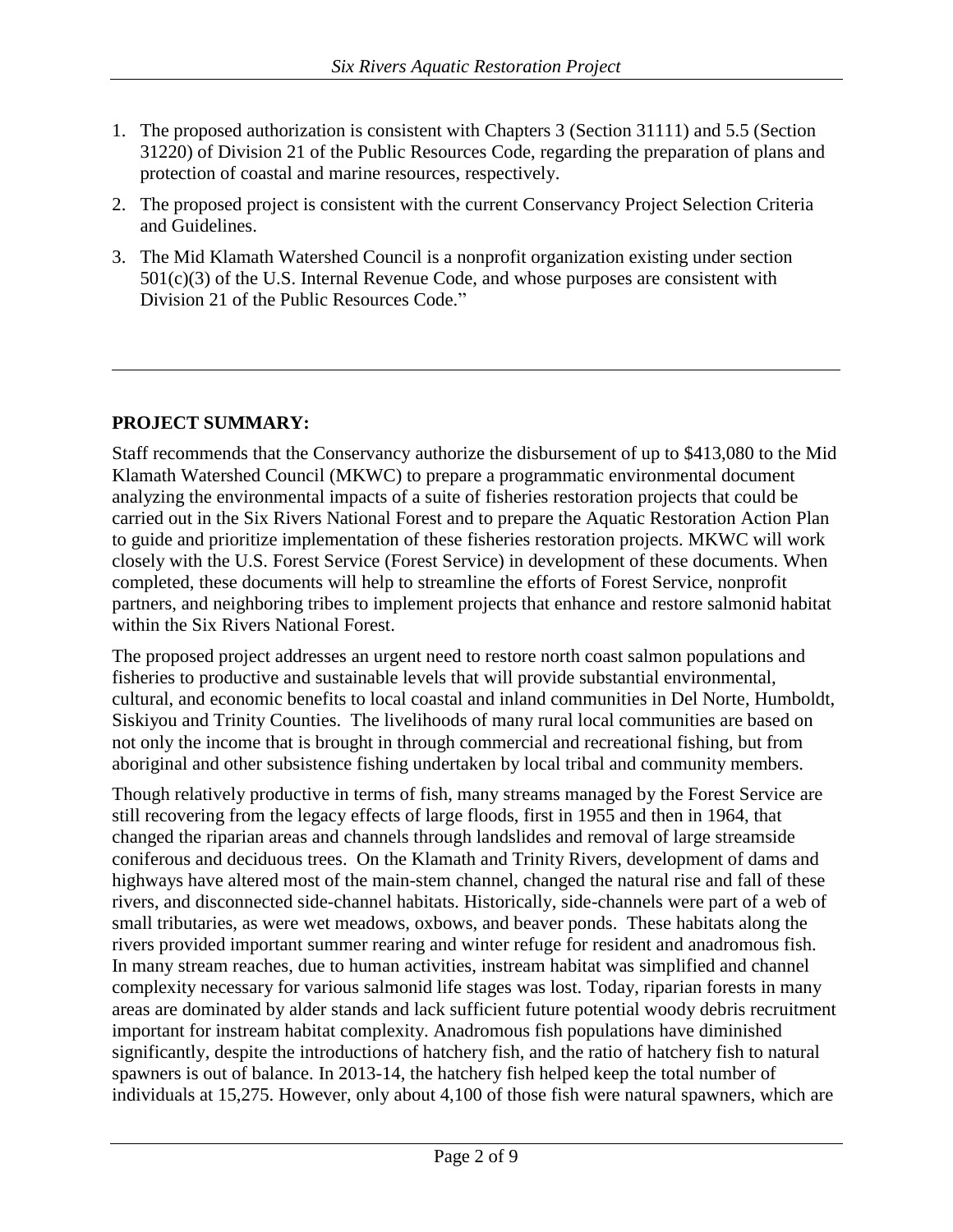1. The proposed authorization is consistent with Chapters 3 (Section 31111) and 5.5 (Section 31220) of Division 21 of the Public Resources Code, regarding the preparation of plans and protection of coastal and marine resources, respectively.
2. The proposed project is consistent with the current Conservancy Project Selection Criteria and Guidelines.
3. The Mid Klamath Watershed Council is a nonprofit organization existing under section 501(c)(3) of the U.S. Internal Revenue Code, and whose purposes are consistent with Division 21 of the Public Resources Code."

---

**PROJECT SUMMARY:**

Staff recommends that the Conservancy authorize the disbursement of up to $413,080 to the Mid Klamath Watershed Council (MKWC) to prepare a programmatic environmental document analyzing the environmental impacts of a suite of fisheries restoration projects that could be carried out in the Six Rivers National Forest and to prepare the Aquatic Restoration Action Plan to guide and prioritize implementation of these fisheries restoration projects. MKWC will work closely with the U.S. Forest Service (Forest Service) in development of these documents. When completed, these documents will help to streamline the efforts of Forest Service, nonprofit partners, and neighboring tribes to implement projects that enhance and restore salmonid habitat within the Six Rivers National Forest.

The proposed project addresses an urgent need to restore north coast salmon populations and fisheries to productive and sustainable levels that will provide substantial environmental, cultural, and economic benefits to local coastal and inland communities in Del Norte, Humboldt, Siskiyou and Trinity Counties. The livelihoods of many rural local communities are based on not only the income that is brought in through commercial and recreational fishing, but from aboriginal and other subsistence fishing undertaken by local tribal and community members.

Though relatively productive in terms of fish, many streams managed by the Forest Service are still recovering from the legacy effects of large floods, first in 1955 and then in 1964, that changed the riparian areas and channels through landslides and removal of large streamside coniferous and deciduous trees. On the Klamath and Trinity Rivers, development of dams and highways have altered most of the main-stem channel, changed the natural rise and fall of these rivers, and disconnected side-channel habitats. Historically, side-channels were part of a web of small tributaries, as were wet meadows, oxbows, and beaver ponds. These habitats along the rivers provided important summer rearing and winter refuge for resident and anadromous fish. In many stream reaches, due to human activities, instream habitat was simplified and channel complexity necessary for various salmonid life stages was lost. Today, riparian forests in many areas are dominated by alder stands and lack sufficient future potential woody debris recruitment important for instream habitat complexity. Anadromous fish populations have diminished significantly, despite the introductions of hatchery fish, and the ratio of hatchery fish to natural spawners is out of balance. In 2013-14, the hatchery fish helped keep the total number of individuals at 15,275. However, only about 4,100 of those fish were natural spawners, which are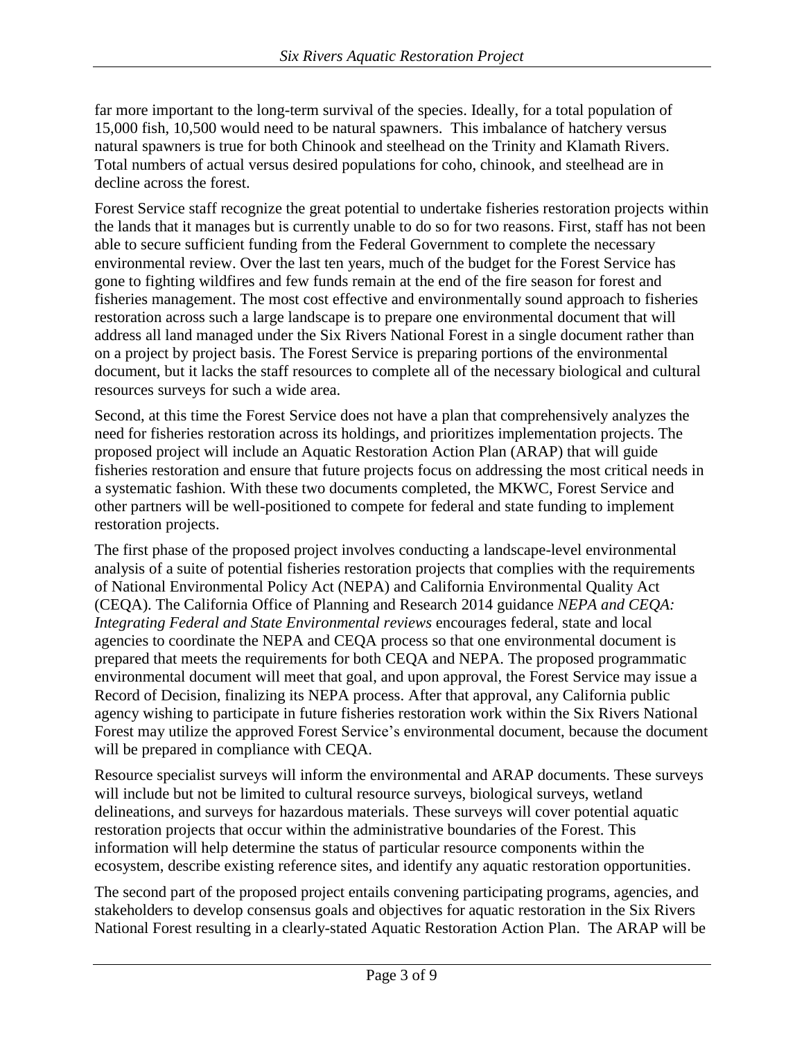far more important to the long-term survival of the species. Ideally, for a total population of 15,000 fish, 10,500 would need to be natural spawners. This imbalance of hatchery versus natural spawners is true for both Chinook and steelhead on the Trinity and Klamath Rivers. Total numbers of actual versus desired populations for coho, chinook, and steelhead are in decline across the forest.

Forest Service staff recognize the great potential to undertake fisheries restoration projects within the lands that it manages but is currently unable to do so for two reasons. First, staff has not been able to secure sufficient funding from the Federal Government to complete the necessary environmental review. Over the last ten years, much of the budget for the Forest Service has gone to fighting wildfires and few funds remain at the end of the fire season for forest and fisheries management. The most cost effective and environmentally sound approach to fisheries restoration across such a large landscape is to prepare one environmental document that will address all land managed under the Six Rivers National Forest in a single document rather than on a project by project basis. The Forest Service is preparing portions of the environmental document, but it lacks the staff resources to complete all of the necessary biological and cultural resources surveys for such a wide area.

Second, at this time the Forest Service does not have a plan that comprehensively analyzes the need for fisheries restoration across its holdings, and prioritizes implementation projects. The proposed project will include an Aquatic Restoration Action Plan (ARAP) that will guide fisheries restoration and ensure that future projects focus on addressing the most critical needs in a systematic fashion. With these two documents completed, the MKWC, Forest Service and other partners will be well-positioned to compete for federal and state funding to implement restoration projects.

The first phase of the proposed project involves conducting a landscape-level environmental analysis of a suite of potential fisheries restoration projects that complies with the requirements of National Environmental Policy Act (NEPA) and California Environmental Quality Act (CEQA). The California Office of Planning and Research 2014 guidance *NEPA and CEQA: Integrating Federal and State Environmental reviews* encourages federal, state and local agencies to coordinate the NEPA and CEQA process so that one environmental document is prepared that meets the requirements for both CEQA and NEPA. The proposed programmatic environmental document will meet that goal, and upon approval, the Forest Service may issue a Record of Decision, finalizing its NEPA process. After that approval, any California public agency wishing to participate in future fisheries restoration work within the Six Rivers National Forest may utilize the approved Forest Service's environmental document, because the document will be prepared in compliance with CEQA.

Resource specialist surveys will inform the environmental and ARAP documents. These surveys will include but not be limited to cultural resource surveys, biological surveys, wetland delineations, and surveys for hazardous materials. These surveys will cover potential aquatic restoration projects that occur within the administrative boundaries of the Forest. This information will help determine the status of particular resource components within the ecosystem, describe existing reference sites, and identify any aquatic restoration opportunities.

The second part of the proposed project entails convening participating programs, agencies, and stakeholders to develop consensus goals and objectives for aquatic restoration in the Six Rivers National Forest resulting in a clearly-stated Aquatic Restoration Action Plan. The ARAP will be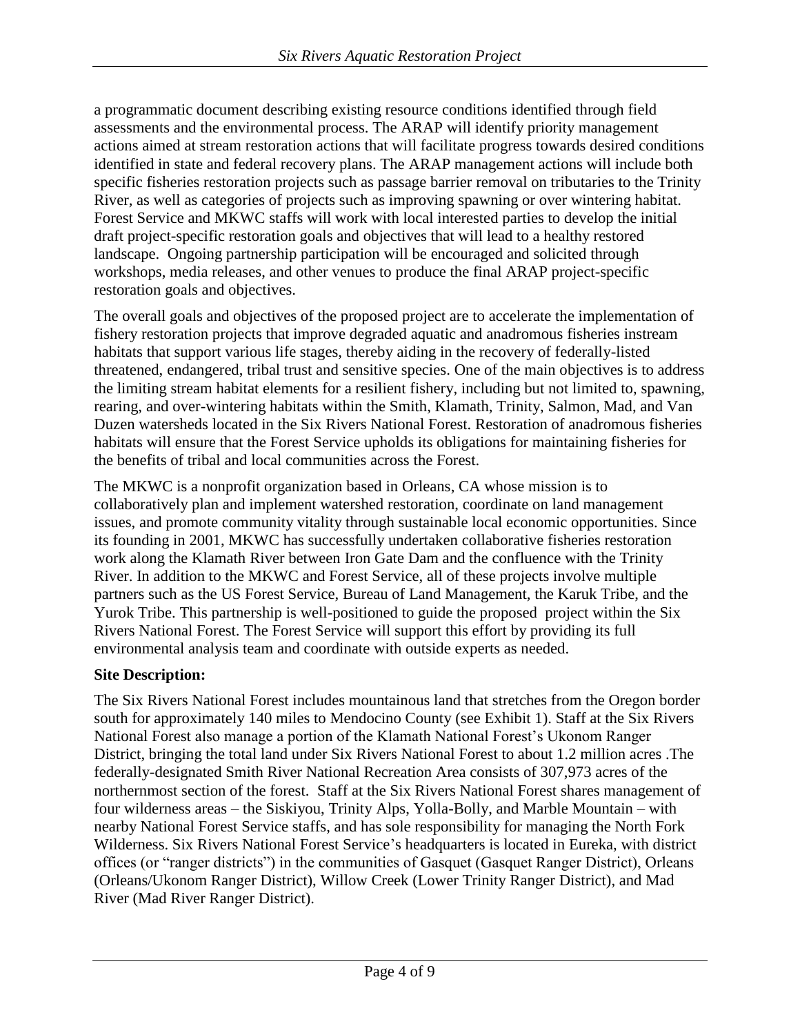a programmatic document describing existing resource conditions identified through field assessments and the environmental process. The ARAP will identify priority management actions aimed at stream restoration actions that will facilitate progress towards desired conditions identified in state and federal recovery plans. The ARAP management actions will include both specific fisheries restoration projects such as passage barrier removal on tributaries to the Trinity River, as well as categories of projects such as improving spawning or over wintering habitat. Forest Service and MKWC staffs will work with local interested parties to develop the initial draft project-specific restoration goals and objectives that will lead to a healthy restored landscape. Ongoing partnership participation will be encouraged and solicited through workshops, media releases, and other venues to produce the final ARAP project-specific restoration goals and objectives.

The overall goals and objectives of the proposed project are to accelerate the implementation of fishery restoration projects that improve degraded aquatic and anadromous fisheries instream habitats that support various life stages, thereby aiding in the recovery of federally-listed threatened, endangered, tribal trust and sensitive species. One of the main objectives is to address the limiting stream habitat elements for a resilient fishery, including but not limited to, spawning, rearing, and over-wintering habitats within the Smith, Klamath, Trinity, Salmon, Mad, and Van Duzen watersheds located in the Six Rivers National Forest. Restoration of anadromous fisheries habitats will ensure that the Forest Service upholds its obligations for maintaining fisheries for the benefits of tribal and local communities across the Forest.

The MKWC is a nonprofit organization based in Orleans, CA whose mission is to collaboratively plan and implement watershed restoration, coordinate on land management issues, and promote community vitality through sustainable local economic opportunities. Since its founding in 2001, MKWC has successfully undertaken collaborative fisheries restoration work along the Klamath River between Iron Gate Dam and the confluence with the Trinity River. In addition to the MKWC and Forest Service, all of these projects involve multiple partners such as the US Forest Service, Bureau of Land Management, the Karuk Tribe, and the Yurok Tribe. This partnership is well-positioned to guide the proposed project within the Six Rivers National Forest. The Forest Service will support this effort by providing its full environmental analysis team and coordinate with outside experts as needed.

**Site Description:**

The Six Rivers National Forest includes mountainous land that stretches from the Oregon border south for approximately 140 miles to Mendocino County (see Exhibit 1). Staff at the Six Rivers National Forest also manage a portion of the Klamath National Forest's Ukonom Ranger District, bringing the total land under Six Rivers National Forest to about 1.2 million acres .The federally-designated Smith River National Recreation Area consists of 307,973 acres of the northernmost section of the forest. Staff at the Six Rivers National Forest shares management of four wilderness areas – the Siskiyou, Trinity Alps, Yolla-Bolly, and Marble Mountain – with nearby National Forest Service staffs, and has sole responsibility for managing the North Fork Wilderness. Six Rivers National Forest Service's headquarters is located in Eureka, with district offices (or "ranger districts") in the communities of Gasquet (Gasquet Ranger District), Orleans (Orleans/Ukonom Ranger District), Willow Creek (Lower Trinity Ranger District), and Mad River (Mad River Ranger District).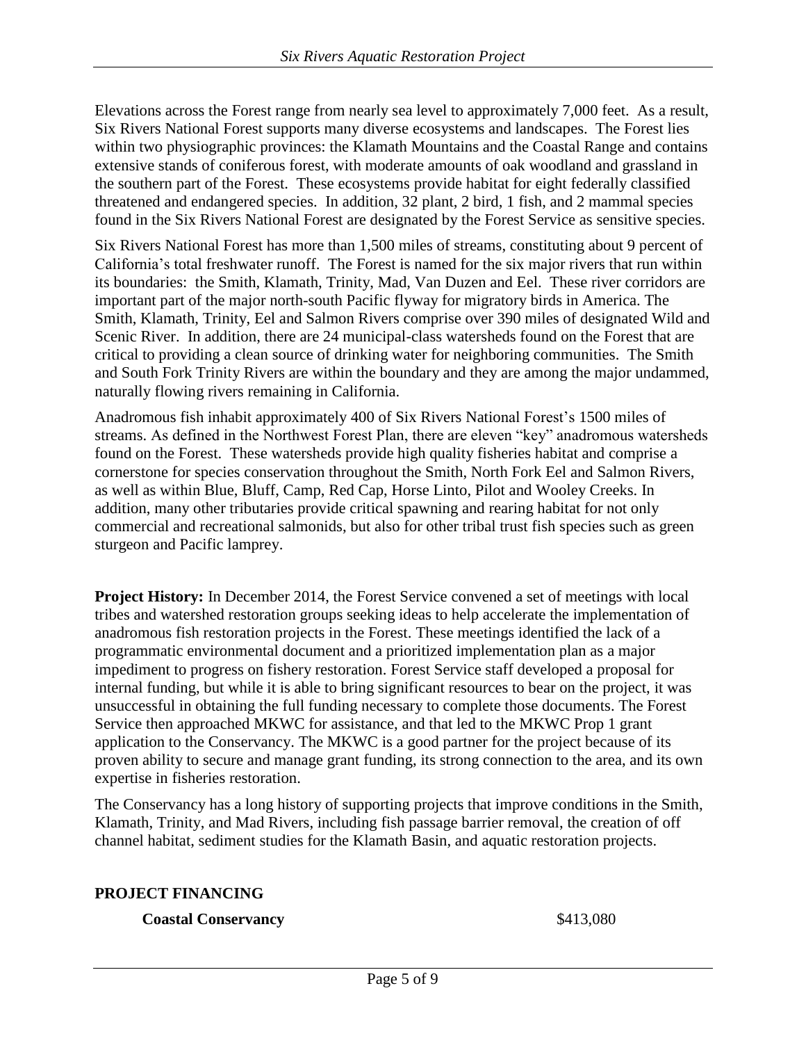Elevations across the Forest range from nearly sea level to approximately 7,000 feet. As a result, Six Rivers National Forest supports many diverse ecosystems and landscapes. The Forest lies within two physiographic provinces: the Klamath Mountains and the Coastal Range and contains extensive stands of coniferous forest, with moderate amounts of oak woodland and grassland in the southern part of the Forest. These ecosystems provide habitat for eight federally classified threatened and endangered species. In addition, 32 plant, 2 bird, 1 fish, and 2 mammal species found in the Six Rivers National Forest are designated by the Forest Service as sensitive species.

Six Rivers National Forest has more than 1,500 miles of streams, constituting about 9 percent of California's total freshwater runoff. The Forest is named for the six major rivers that run within its boundaries: the Smith, Klamath, Trinity, Mad, Van Duzen and Eel. These river corridors are important part of the major north-south Pacific flyway for migratory birds in America. The Smith, Klamath, Trinity, Eel and Salmon Rivers comprise over 390 miles of designated Wild and Scenic River. In addition, there are 24 municipal-class watersheds found on the Forest that are critical to providing a clean source of drinking water for neighboring communities. The Smith and South Fork Trinity Rivers are within the boundary and they are among the major undammed, naturally flowing rivers remaining in California.

Anadromous fish inhabit approximately 400 of Six Rivers National Forest's 1500 miles of streams. As defined in the Northwest Forest Plan, there are eleven "key" anadromous watersheds found on the Forest. These watersheds provide high quality fisheries habitat and comprise a cornerstone for species conservation throughout the Smith, North Fork Eel and Salmon Rivers, as well as within Blue, Bluff, Camp, Red Cap, Horse Linto, Pilot and Wooley Creeks. In addition, many other tributaries provide critical spawning and rearing habitat for not only commercial and recreational salmonids, but also for other tribal trust fish species such as green sturgeon and Pacific lamprey.

**Project History:** In December 2014, the Forest Service convened a set of meetings with local tribes and watershed restoration groups seeking ideas to help accelerate the implementation of anadromous fish restoration projects in the Forest. These meetings identified the lack of a programmatic environmental document and a prioritized implementation plan as a major impediment to progress on fishery restoration. Forest Service staff developed a proposal for internal funding, but while it is able to bring significant resources to bear on the project, it was unsuccessful in obtaining the full funding necessary to complete those documents. The Forest Service then approached MKWC for assistance, and that led to the MKWC Prop 1 grant application to the Conservancy. The MKWC is a good partner for the project because of its proven ability to secure and manage grant funding, its strong connection to the area, and its own expertise in fisheries restoration.

The Conservancy has a long history of supporting projects that improve conditions in the Smith, Klamath, Trinity, and Mad Rivers, including fish passage barrier removal, the creation of off channel habitat, sediment studies for the Klamath Basin, and aquatic restoration projects.

## PROJECT FINANCING

| | |
|---|---|
| **Coastal Conservancy** | $413,080 |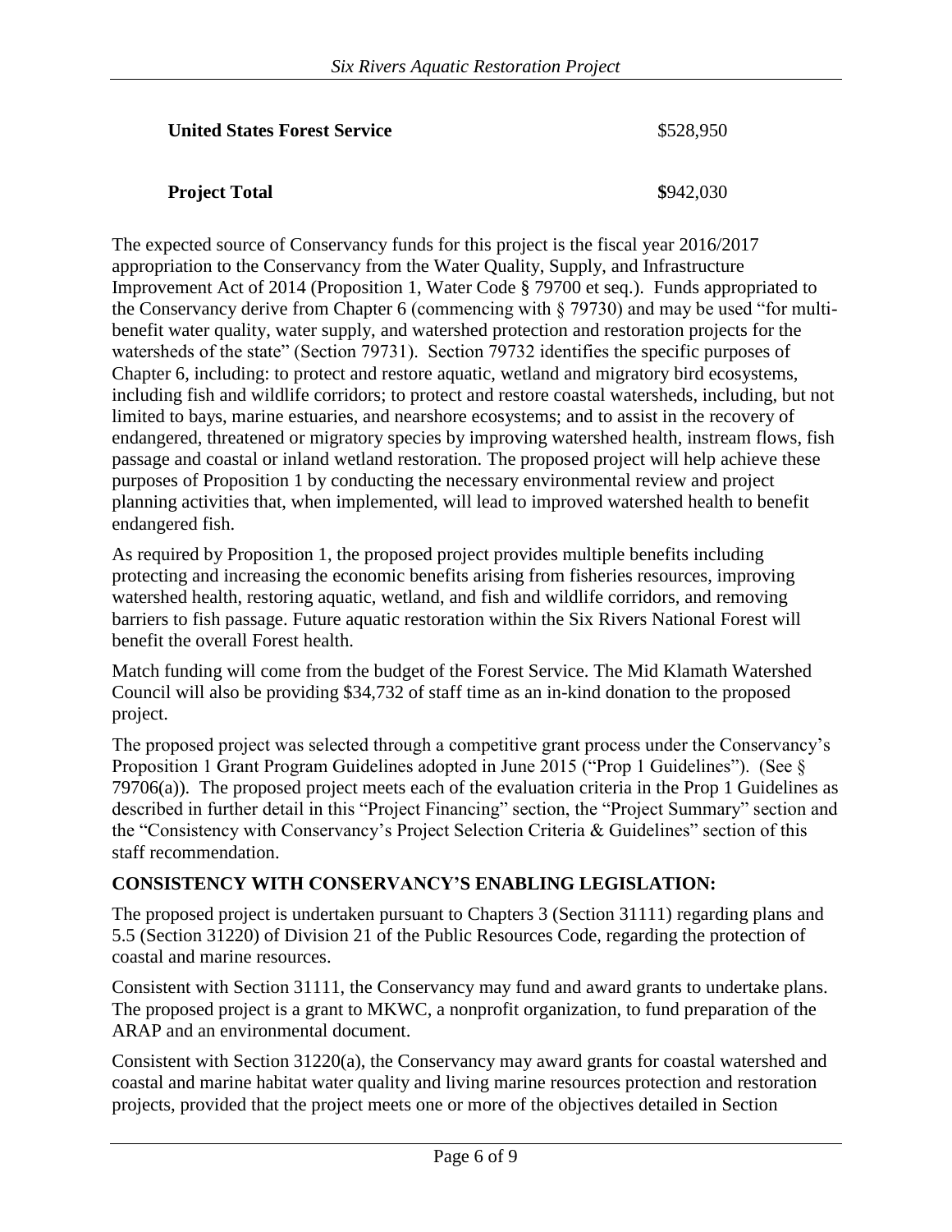| | |
|---|---|
| **United States Forest Service** | $528,950 |
| **Project Total** | **$**942,030 |

The expected source of Conservancy funds for this project is the fiscal year 2016/2017 appropriation to the Conservancy from the Water Quality, Supply, and Infrastructure Improvement Act of 2014 (Proposition 1, Water Code § 79700 et seq.). Funds appropriated to the Conservancy derive from Chapter 6 (commencing with § 79730) and may be used "for multi-benefit water quality, water supply, and watershed protection and restoration projects for the watersheds of the state" (Section 79731). Section 79732 identifies the specific purposes of Chapter 6, including: to protect and restore aquatic, wetland and migratory bird ecosystems, including fish and wildlife corridors; to protect and restore coastal watersheds, including, but not limited to bays, marine estuaries, and nearshore ecosystems; and to assist in the recovery of endangered, threatened or migratory species by improving watershed health, instream flows, fish passage and coastal or inland wetland restoration. The proposed project will help achieve these purposes of Proposition 1 by conducting the necessary environmental review and project planning activities that, when implemented, will lead to improved watershed health to benefit endangered fish.

As required by Proposition 1, the proposed project provides multiple benefits including protecting and increasing the economic benefits arising from fisheries resources, improving watershed health, restoring aquatic, wetland, and fish and wildlife corridors, and removing barriers to fish passage. Future aquatic restoration within the Six Rivers National Forest will benefit the overall Forest health.

Match funding will come from the budget of the Forest Service. The Mid Klamath Watershed Council will also be providing $34,732 of staff time as an in-kind donation to the proposed project.

The proposed project was selected through a competitive grant process under the Conservancy's Proposition 1 Grant Program Guidelines adopted in June 2015 ("Prop 1 Guidelines"). (See § 79706(a)). The proposed project meets each of the evaluation criteria in the Prop 1 Guidelines as described in further detail in this "Project Financing" section, the "Project Summary" section and the "Consistency with Conservancy's Project Selection Criteria & Guidelines" section of this staff recommendation.

## CONSISTENCY WITH CONSERVANCY'S ENABLING LEGISLATION:

The proposed project is undertaken pursuant to Chapters 3 (Section 31111) regarding plans and 5.5 (Section 31220) of Division 21 of the Public Resources Code, regarding the protection of coastal and marine resources.

Consistent with Section 31111, the Conservancy may fund and award grants to undertake plans. The proposed project is a grant to MKWC, a nonprofit organization, to fund preparation of the ARAP and an environmental document.

Consistent with Section 31220(a), the Conservancy may award grants for coastal watershed and coastal and marine habitat water quality and living marine resources protection and restoration projects, provided that the project meets one or more of the objectives detailed in Section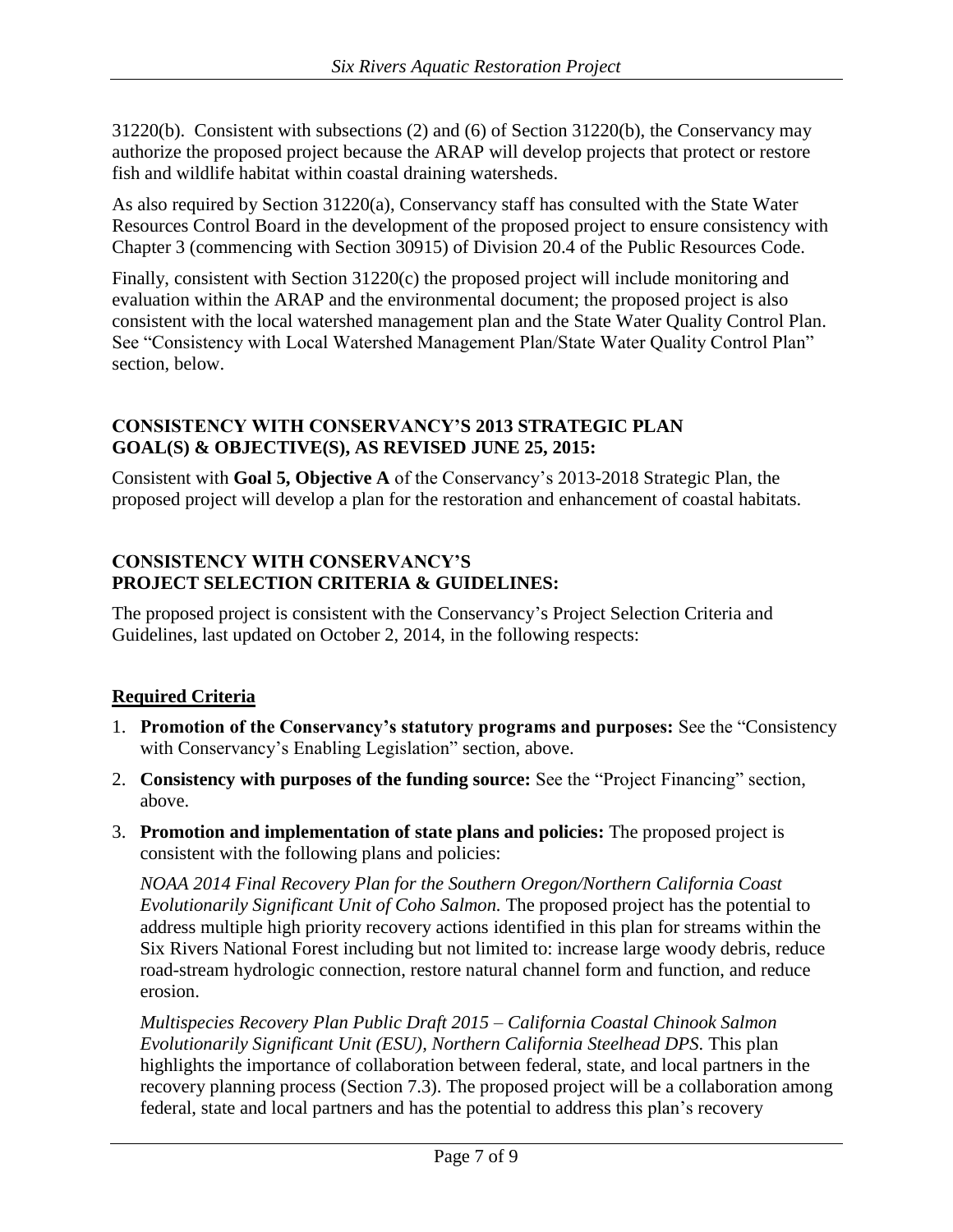31220(b). Consistent with subsections (2) and (6) of Section 31220(b), the Conservancy may authorize the proposed project because the ARAP will develop projects that protect or restore fish and wildlife habitat within coastal draining watersheds.

As also required by Section 31220(a), Conservancy staff has consulted with the State Water Resources Control Board in the development of the proposed project to ensure consistency with Chapter 3 (commencing with Section 30915) of Division 20.4 of the Public Resources Code.

Finally, consistent with Section 31220(c) the proposed project will include monitoring and evaluation within the ARAP and the environmental document; the proposed project is also consistent with the local watershed management plan and the State Water Quality Control Plan. See "Consistency with Local Watershed Management Plan/State Water Quality Control Plan" section, below.

## CONSISTENCY WITH CONSERVANCY'S 2013 STRATEGIC PLAN GOAL(S) & OBJECTIVE(S), AS REVISED JUNE 25, 2015:

Consistent with **Goal 5, Objective A** of the Conservancy's 2013-2018 Strategic Plan, the proposed project will develop a plan for the restoration and enhancement of coastal habitats.

## CONSISTENCY WITH CONSERVANCY'S PROJECT SELECTION CRITERIA & GUIDELINES:

The proposed project is consistent with the Conservancy's Project Selection Criteria and Guidelines, last updated on October 2, 2014, in the following respects:

### Required Criteria

1. **Promotion of the Conservancy's statutory programs and purposes:** See the "Consistency with Conservancy's Enabling Legislation" section, above.
2. **Consistency with purposes of the funding source:** See the "Project Financing" section, above.
3. **Promotion and implementation of state plans and policies:** The proposed project is consistent with the following plans and policies:

   *NOAA 2014 Final Recovery Plan for the Southern Oregon/Northern California Coast Evolutionarily Significant Unit of Coho Salmon.* The proposed project has the potential to address multiple high priority recovery actions identified in this plan for streams within the Six Rivers National Forest including but not limited to: increase large woody debris, reduce road-stream hydrologic connection, restore natural channel form and function, and reduce erosion.

   *Multispecies Recovery Plan Public Draft 2015 – California Coastal Chinook Salmon Evolutionarily Significant Unit (ESU), Northern California Steelhead DPS.* This plan highlights the importance of collaboration between federal, state, and local partners in the recovery planning process (Section 7.3). The proposed project will be a collaboration among federal, state and local partners and has the potential to address this plan's recovery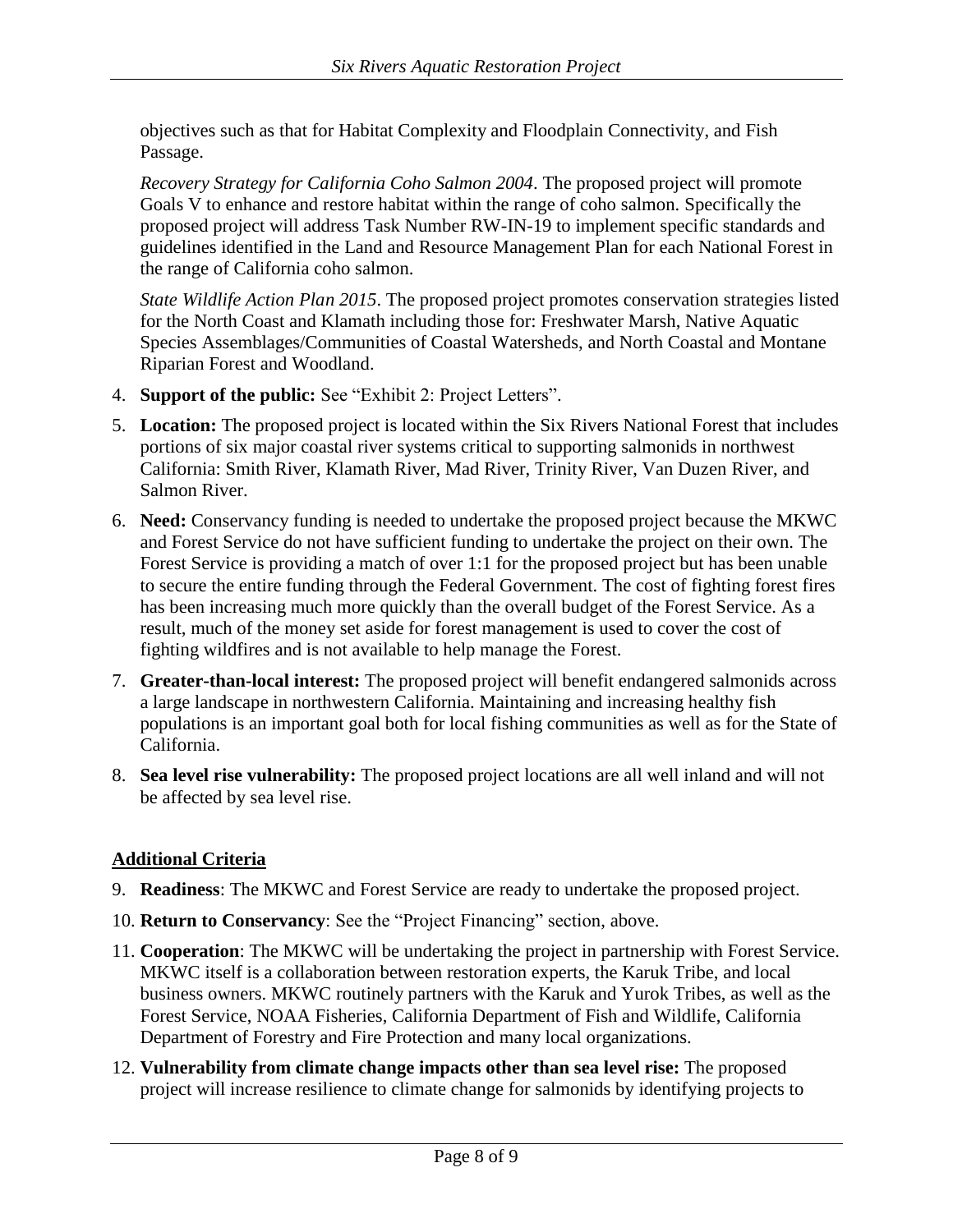objectives such as that for Habitat Complexity and Floodplain Connectivity, and Fish Passage.

*Recovery Strategy for California Coho Salmon 2004*. The proposed project will promote Goals V to enhance and restore habitat within the range of coho salmon. Specifically the proposed project will address Task Number RW-IN-19 to implement specific standards and guidelines identified in the Land and Resource Management Plan for each National Forest in the range of California coho salmon.

*State Wildlife Action Plan 2015*. The proposed project promotes conservation strategies listed for the North Coast and Klamath including those for: Freshwater Marsh, Native Aquatic Species Assemblages/Communities of Coastal Watersheds, and North Coastal and Montane Riparian Forest and Woodland.

4. **Support of the public:** See "Exhibit 2: Project Letters".
5. **Location:** The proposed project is located within the Six Rivers National Forest that includes portions of six major coastal river systems critical to supporting salmonids in northwest California: Smith River, Klamath River, Mad River, Trinity River, Van Duzen River, and Salmon River.
6. **Need:** Conservancy funding is needed to undertake the proposed project because the MKWC and Forest Service do not have sufficient funding to undertake the project on their own. The Forest Service is providing a match of over 1:1 for the proposed project but has been unable to secure the entire funding through the Federal Government. The cost of fighting forest fires has been increasing much more quickly than the overall budget of the Forest Service. As a result, much of the money set aside for forest management is used to cover the cost of fighting wildfires and is not available to help manage the Forest.
7. **Greater-than-local interest:** The proposed project will benefit endangered salmonids across a large landscape in northwestern California. Maintaining and increasing healthy fish populations is an important goal both for local fishing communities as well as for the State of California.
8. **Sea level rise vulnerability:** The proposed project locations are all well inland and will not be affected by sea level rise.

## Additional Criteria

9. **Readiness**: The MKWC and Forest Service are ready to undertake the proposed project.
10. **Return to Conservancy**: See the "Project Financing" section, above.
11. **Cooperation**: The MKWC will be undertaking the project in partnership with Forest Service. MKWC itself is a collaboration between restoration experts, the Karuk Tribe, and local business owners. MKWC routinely partners with the Karuk and Yurok Tribes, as well as the Forest Service, NOAA Fisheries, California Department of Fish and Wildlife, California Department of Forestry and Fire Protection and many local organizations.
12. **Vulnerability from climate change impacts other than sea level rise:** The proposed project will increase resilience to climate change for salmonids by identifying projects to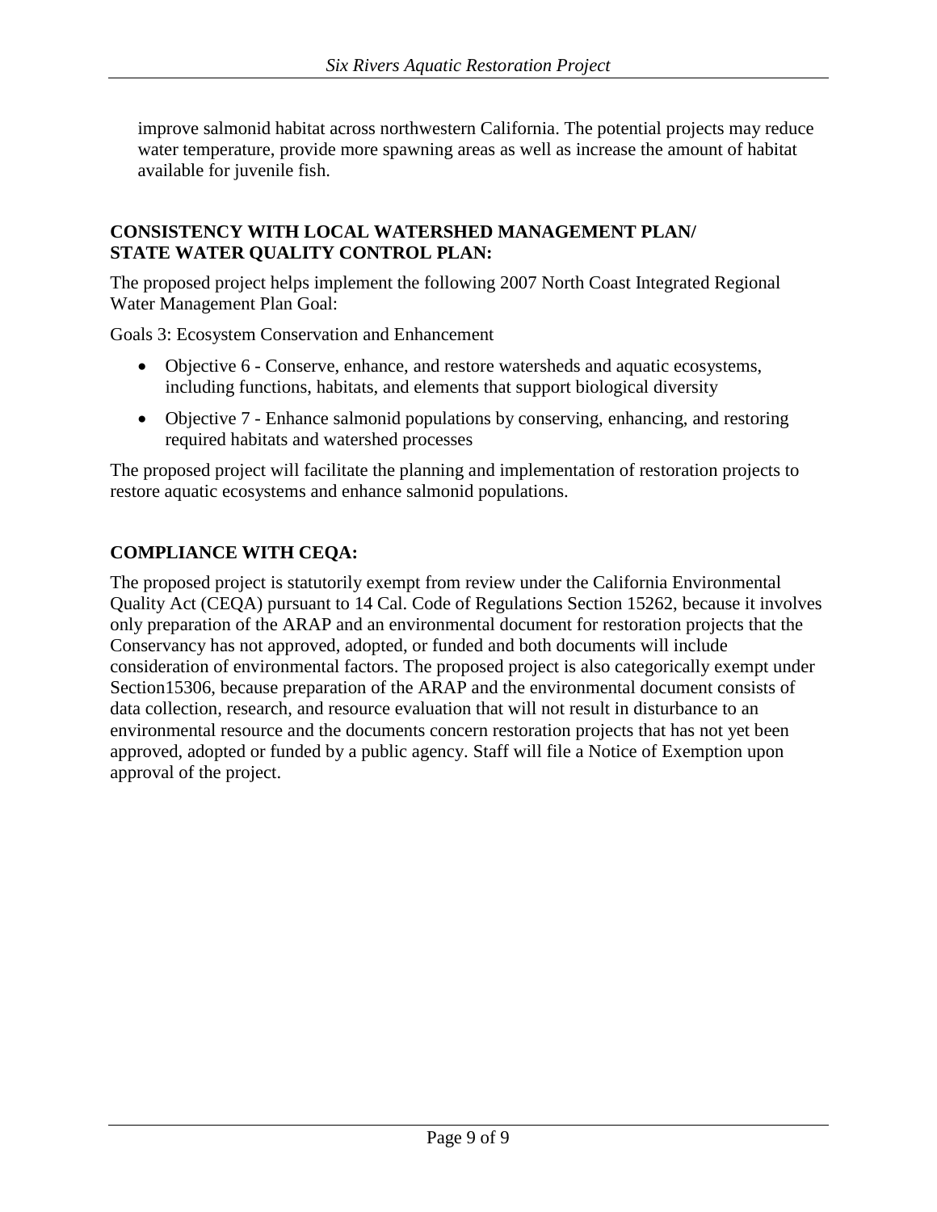improve salmonid habitat across northwestern California. The potential projects may reduce water temperature, provide more spawning areas as well as increase the amount of habitat available for juvenile fish.

**CONSISTENCY WITH LOCAL WATERSHED MANAGEMENT PLAN/ STATE WATER QUALITY CONTROL PLAN:**

The proposed project helps implement the following 2007 North Coast Integrated Regional Water Management Plan Goal:

Goals 3: Ecosystem Conservation and Enhancement

- Objective 6 - Conserve, enhance, and restore watersheds and aquatic ecosystems, including functions, habitats, and elements that support biological diversity
- Objective 7 - Enhance salmonid populations by conserving, enhancing, and restoring required habitats and watershed processes

The proposed project will facilitate the planning and implementation of restoration projects to restore aquatic ecosystems and enhance salmonid populations.

## COMPLIANCE WITH CEQA:

The proposed project is statutorily exempt from review under the California Environmental Quality Act (CEQA) pursuant to 14 Cal. Code of Regulations Section 15262, because it involves only preparation of the ARAP and an environmental document for restoration projects that the Conservancy has not approved, adopted, or funded and both documents will include consideration of environmental factors. The proposed project is also categorically exempt under Section15306, because preparation of the ARAP and the environmental document consists of data collection, research, and resource evaluation that will not result in disturbance to an environmental resource and the documents concern restoration projects that has not yet been approved, adopted or funded by a public agency. Staff will file a Notice of Exemption upon approval of the project.